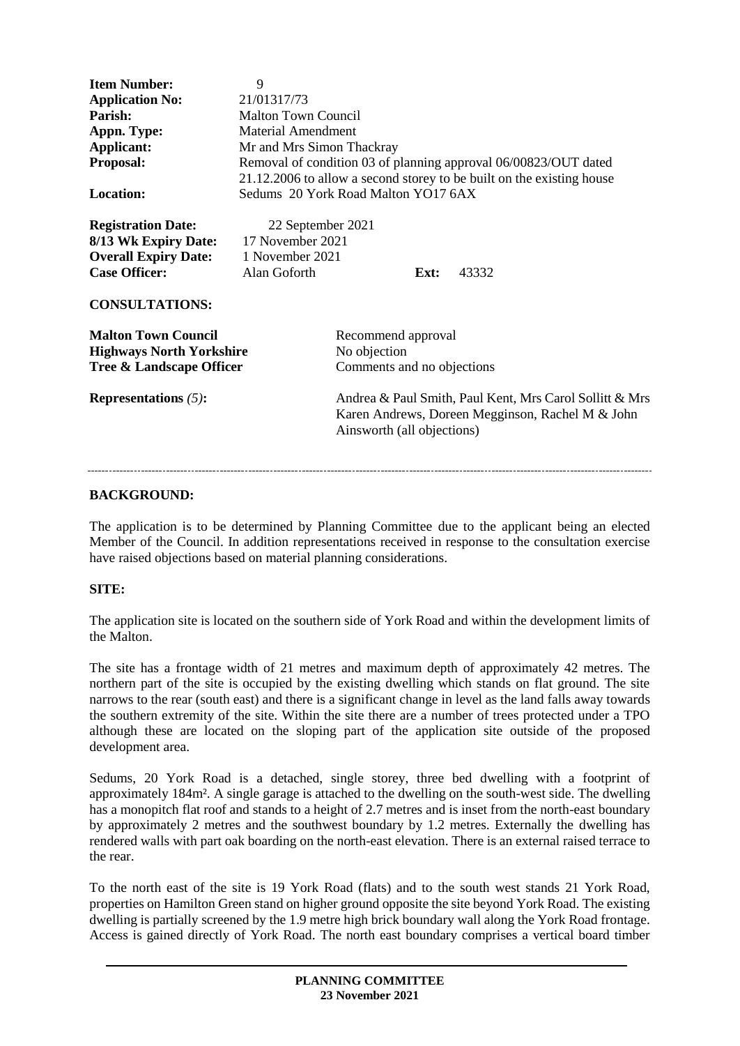| | |
|---|---|
| **Item Number:** | 9 |
| **Application No:** | 21/01317/73 |
| **Parish:** | Malton Town Council |
| **Appn. Type:** | Material Amendment |
| **Applicant:** | Mr and Mrs Simon Thackray |
| **Proposal:** | Removal of condition 03 of planning approval 06/00823/OUT dated 21.12.2006 to allow a second storey to be built on the existing house |
| **Location:** | Sedums 20 York Road Malton YO17 6AX |

| | |
|---|---|
| **Registration Date:** | 22 September 2021 |
| **8/13 Wk Expiry Date:** | 17 November 2021 |
| **Overall Expiry Date:** | 1 November 2021 |
| **Case Officer:** | Alan Goforth **Ext:** 43332 |

**CONSULTATIONS:**

| | |
|---|---|
| **Malton Town Council** | Recommend approval |
| **Highways North Yorkshire** | No objection |
| **Tree & Landscape Officer** | Comments and no objections |

| | |
|---|---|
| **Representations** *(5)***:** | Andrea & Paul Smith, Paul Kent, Mrs Carol Sollitt & Mrs Karen Andrews, Doreen Megginson, Rachel M & John Ainsworth (all objections) |

---

**BACKGROUND:**

The application is to be determined by Planning Committee due to the applicant being an elected Member of the Council. In addition representations received in response to the consultation exercise have raised objections based on material planning considerations.

**SITE:**

The application site is located on the southern side of York Road and within the development limits of the Malton.

The site has a frontage width of 21 metres and maximum depth of approximately 42 metres. The northern part of the site is occupied by the existing dwelling which stands on flat ground. The site narrows to the rear (south east) and there is a significant change in level as the land falls away towards the southern extremity of the site. Within the site there are a number of trees protected under a TPO although these are located on the sloping part of the application site outside of the proposed development area.

Sedums, 20 York Road is a detached, single storey, three bed dwelling with a footprint of approximately 184m². A single garage is attached to the dwelling on the south-west side. The dwelling has a monopitch flat roof and stands to a height of 2.7 metres and is inset from the north-east boundary by approximately 2 metres and the southwest boundary by 1.2 metres. Externally the dwelling has rendered walls with part oak boarding on the north-east elevation. There is an external raised terrace to the rear.

To the north east of the site is 19 York Road (flats) and to the south west stands 21 York Road, properties on Hamilton Green stand on higher ground opposite the site beyond York Road. The existing dwelling is partially screened by the 1.9 metre high brick boundary wall along the York Road frontage. Access is gained directly of York Road. The north east boundary comprises a vertical board timber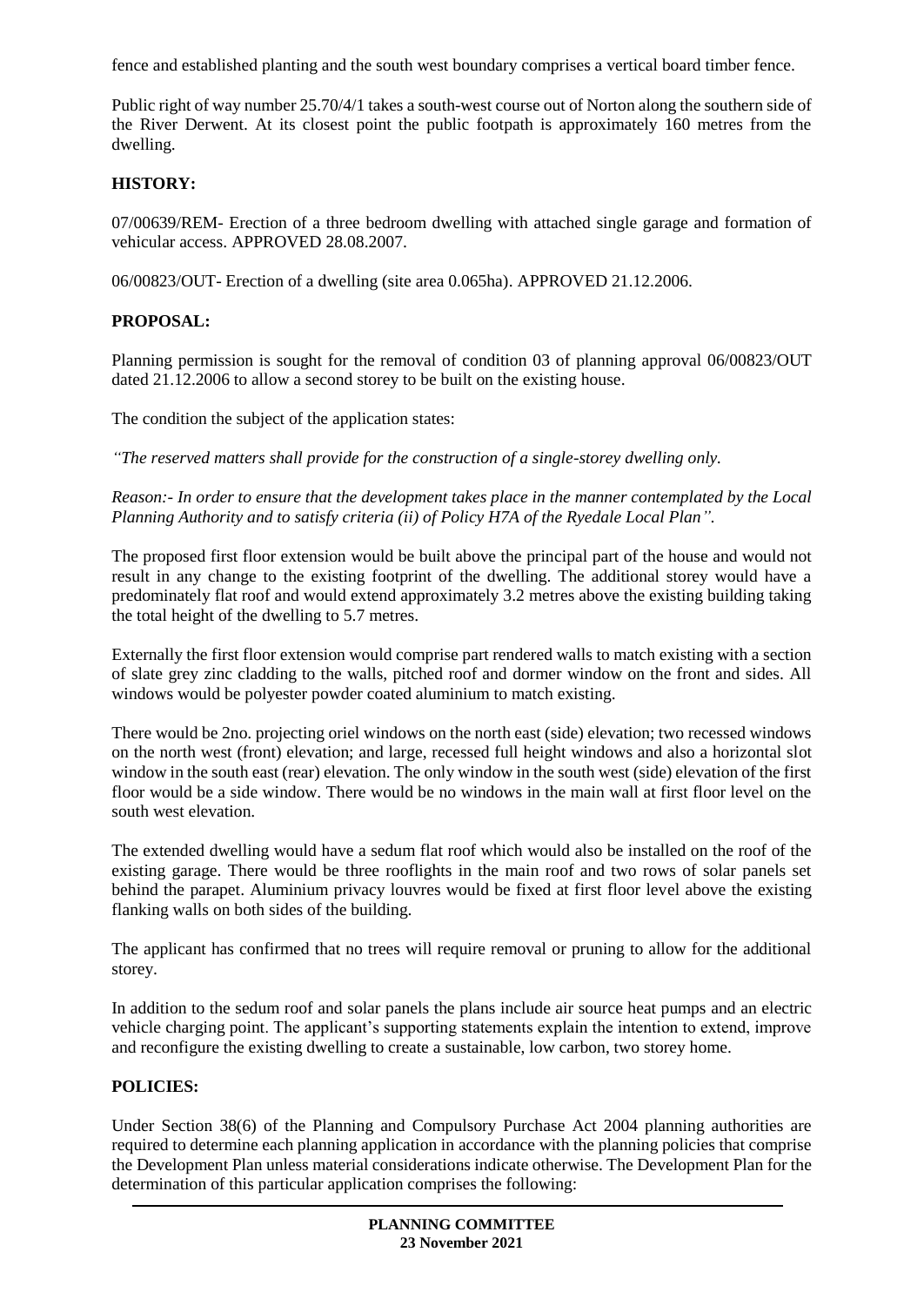fence and established planting and the south west boundary comprises a vertical board timber fence.

Public right of way number 25.70/4/1 takes a south-west course out of Norton along the southern side of the River Derwent. At its closest point the public footpath is approximately 160 metres from the dwelling.

## HISTORY:

07/00639/REM- Erection of a three bedroom dwelling with attached single garage and formation of vehicular access. APPROVED 28.08.2007.

06/00823/OUT- Erection of a dwelling (site area 0.065ha). APPROVED 21.12.2006.

## PROPOSAL:

Planning permission is sought for the removal of condition 03 of planning approval 06/00823/OUT dated 21.12.2006 to allow a second storey to be built on the existing house.

The condition the subject of the application states:

*"The reserved matters shall provide for the construction of a single-storey dwelling only.*

*Reason:- In order to ensure that the development takes place in the manner contemplated by the Local Planning Authority and to satisfy criteria (ii) of Policy H7A of the Ryedale Local Plan".*

The proposed first floor extension would be built above the principal part of the house and would not result in any change to the existing footprint of the dwelling. The additional storey would have a predominately flat roof and would extend approximately 3.2 metres above the existing building taking the total height of the dwelling to 5.7 metres.

Externally the first floor extension would comprise part rendered walls to match existing with a section of slate grey zinc cladding to the walls, pitched roof and dormer window on the front and sides. All windows would be polyester powder coated aluminium to match existing.

There would be 2no. projecting oriel windows on the north east (side) elevation; two recessed windows on the north west (front) elevation; and large, recessed full height windows and also a horizontal slot window in the south east (rear) elevation. The only window in the south west (side) elevation of the first floor would be a side window. There would be no windows in the main wall at first floor level on the south west elevation.

The extended dwelling would have a sedum flat roof which would also be installed on the roof of the existing garage. There would be three rooflights in the main roof and two rows of solar panels set behind the parapet. Aluminium privacy louvres would be fixed at first floor level above the existing flanking walls on both sides of the building.

The applicant has confirmed that no trees will require removal or pruning to allow for the additional storey.

In addition to the sedum roof and solar panels the plans include air source heat pumps and an electric vehicle charging point. The applicant's supporting statements explain the intention to extend, improve and reconfigure the existing dwelling to create a sustainable, low carbon, two storey home.

## POLICIES:

Under Section 38(6) of the Planning and Compulsory Purchase Act 2004 planning authorities are required to determine each planning application in accordance with the planning policies that comprise the Development Plan unless material considerations indicate otherwise. The Development Plan for the determination of this particular application comprises the following: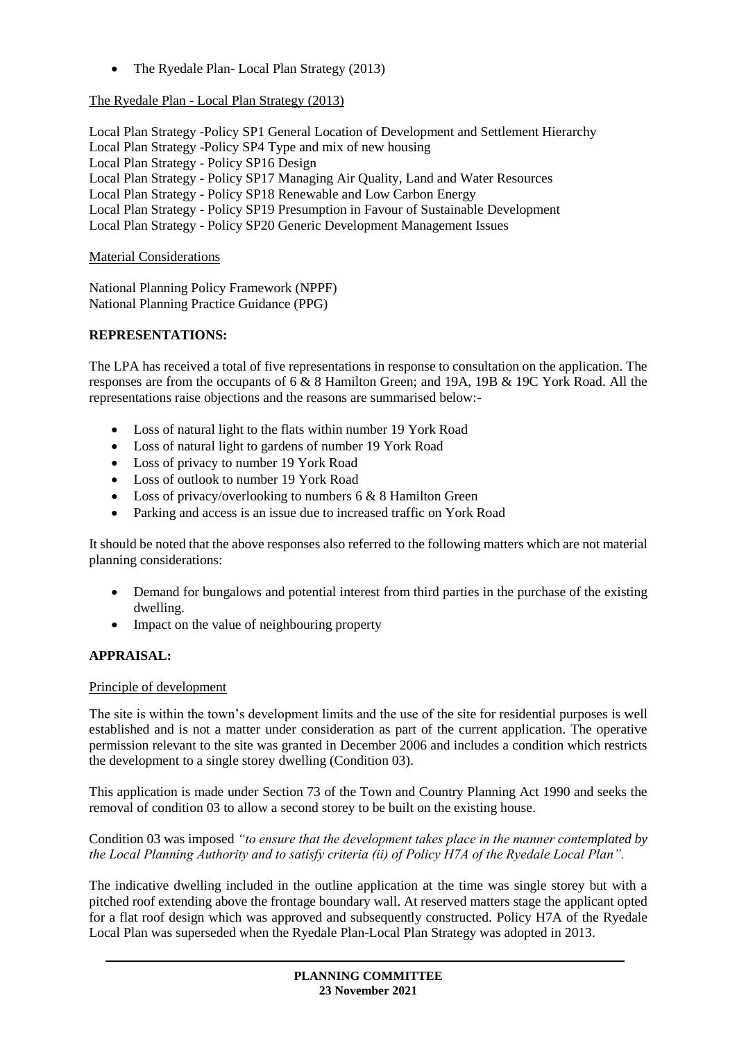- The Ryedale Plan- Local Plan Strategy (2013)

The Ryedale Plan - Local Plan Strategy (2013)

Local Plan Strategy -Policy SP1 General Location of Development and Settlement Hierarchy
Local Plan Strategy -Policy SP4 Type and mix of new housing
Local Plan Strategy - Policy SP16 Design
Local Plan Strategy - Policy SP17 Managing Air Quality, Land and Water Resources
Local Plan Strategy - Policy SP18 Renewable and Low Carbon Energy
Local Plan Strategy - Policy SP19 Presumption in Favour of Sustainable Development
Local Plan Strategy - Policy SP20 Generic Development Management Issues

Material Considerations

National Planning Policy Framework (NPPF)
National Planning Practice Guidance (PPG)

**REPRESENTATIONS:**

The LPA has received a total of five representations in response to consultation on the application. The responses are from the occupants of 6 & 8 Hamilton Green; and 19A, 19B & 19C York Road. All the representations raise objections and the reasons are summarised below:-

- Loss of natural light to the flats within number 19 York Road
- Loss of natural light to gardens of number 19 York Road
- Loss of privacy to number 19 York Road
- Loss of outlook to number 19 York Road
- Loss of privacy/overlooking to numbers 6 & 8 Hamilton Green
- Parking and access is an issue due to increased traffic on York Road

It should be noted that the above responses also referred to the following matters which are not material planning considerations:

- Demand for bungalows and potential interest from third parties in the purchase of the existing dwelling.
- Impact on the value of neighbouring property

**APPRAISAL:**

Principle of development

The site is within the town's development limits and the use of the site for residential purposes is well established and is not a matter under consideration as part of the current application. The operative permission relevant to the site was granted in December 2006 and includes a condition which restricts the development to a single storey dwelling (Condition 03).

This application is made under Section 73 of the Town and Country Planning Act 1990 and seeks the removal of condition 03 to allow a second storey to be built on the existing house.

Condition 03 was imposed *"to ensure that the development takes place in the manner contemplated by the Local Planning Authority and to satisfy criteria (ii) of Policy H7A of the Ryedale Local Plan".*

The indicative dwelling included in the outline application at the time was single storey but with a pitched roof extending above the frontage boundary wall. At reserved matters stage the applicant opted for a flat roof design which was approved and subsequently constructed. Policy H7A of the Ryedale Local Plan was superseded when the Ryedale Plan-Local Plan Strategy was adopted in 2013.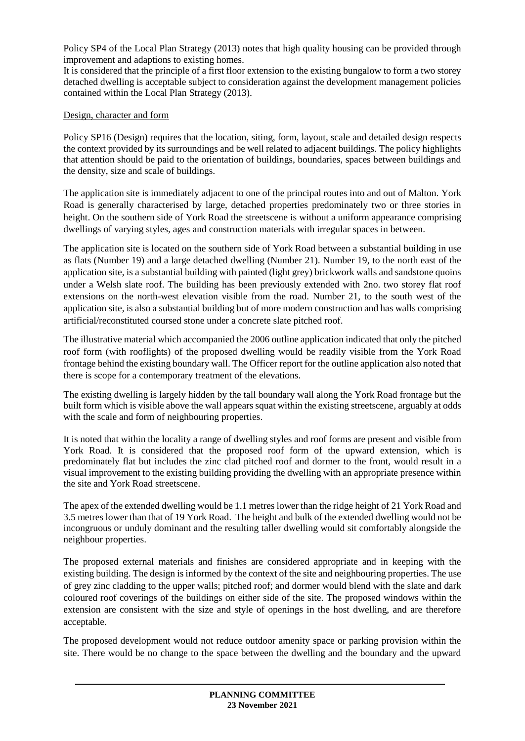Policy SP4 of the Local Plan Strategy (2013) notes that high quality housing can be provided through improvement and adaptions to existing homes.

It is considered that the principle of a first floor extension to the existing bungalow to form a two storey detached dwelling is acceptable subject to consideration against the development management policies contained within the Local Plan Strategy (2013).

Design, character and form

Policy SP16 (Design) requires that the location, siting, form, layout, scale and detailed design respects the context provided by its surroundings and be well related to adjacent buildings. The policy highlights that attention should be paid to the orientation of buildings, boundaries, spaces between buildings and the density, size and scale of buildings.

The application site is immediately adjacent to one of the principal routes into and out of Malton. York Road is generally characterised by large, detached properties predominately two or three stories in height. On the southern side of York Road the streetscene is without a uniform appearance comprising dwellings of varying styles, ages and construction materials with irregular spaces in between.

The application site is located on the southern side of York Road between a substantial building in use as flats (Number 19) and a large detached dwelling (Number 21). Number 19, to the north east of the application site, is a substantial building with painted (light grey) brickwork walls and sandstone quoins under a Welsh slate roof. The building has been previously extended with 2no. two storey flat roof extensions on the north-west elevation visible from the road. Number 21, to the south west of the application site, is also a substantial building but of more modern construction and has walls comprising artificial/reconstituted coursed stone under a concrete slate pitched roof.

The illustrative material which accompanied the 2006 outline application indicated that only the pitched roof form (with rooflights) of the proposed dwelling would be readily visible from the York Road frontage behind the existing boundary wall. The Officer report for the outline application also noted that there is scope for a contemporary treatment of the elevations.

The existing dwelling is largely hidden by the tall boundary wall along the York Road frontage but the built form which is visible above the wall appears squat within the existing streetscene, arguably at odds with the scale and form of neighbouring properties.

It is noted that within the locality a range of dwelling styles and roof forms are present and visible from York Road. It is considered that the proposed roof form of the upward extension, which is predominately flat but includes the zinc clad pitched roof and dormer to the front, would result in a visual improvement to the existing building providing the dwelling with an appropriate presence within the site and York Road streetscene.

The apex of the extended dwelling would be 1.1 metres lower than the ridge height of 21 York Road and 3.5 metres lower than that of 19 York Road. The height and bulk of the extended dwelling would not be incongruous or unduly dominant and the resulting taller dwelling would sit comfortably alongside the neighbour properties.

The proposed external materials and finishes are considered appropriate and in keeping with the existing building. The design is informed by the context of the site and neighbouring properties. The use of grey zinc cladding to the upper walls; pitched roof; and dormer would blend with the slate and dark coloured roof coverings of the buildings on either side of the site. The proposed windows within the extension are consistent with the size and style of openings in the host dwelling, and are therefore acceptable.

The proposed development would not reduce outdoor amenity space or parking provision within the site. There would be no change to the space between the dwelling and the boundary and the upward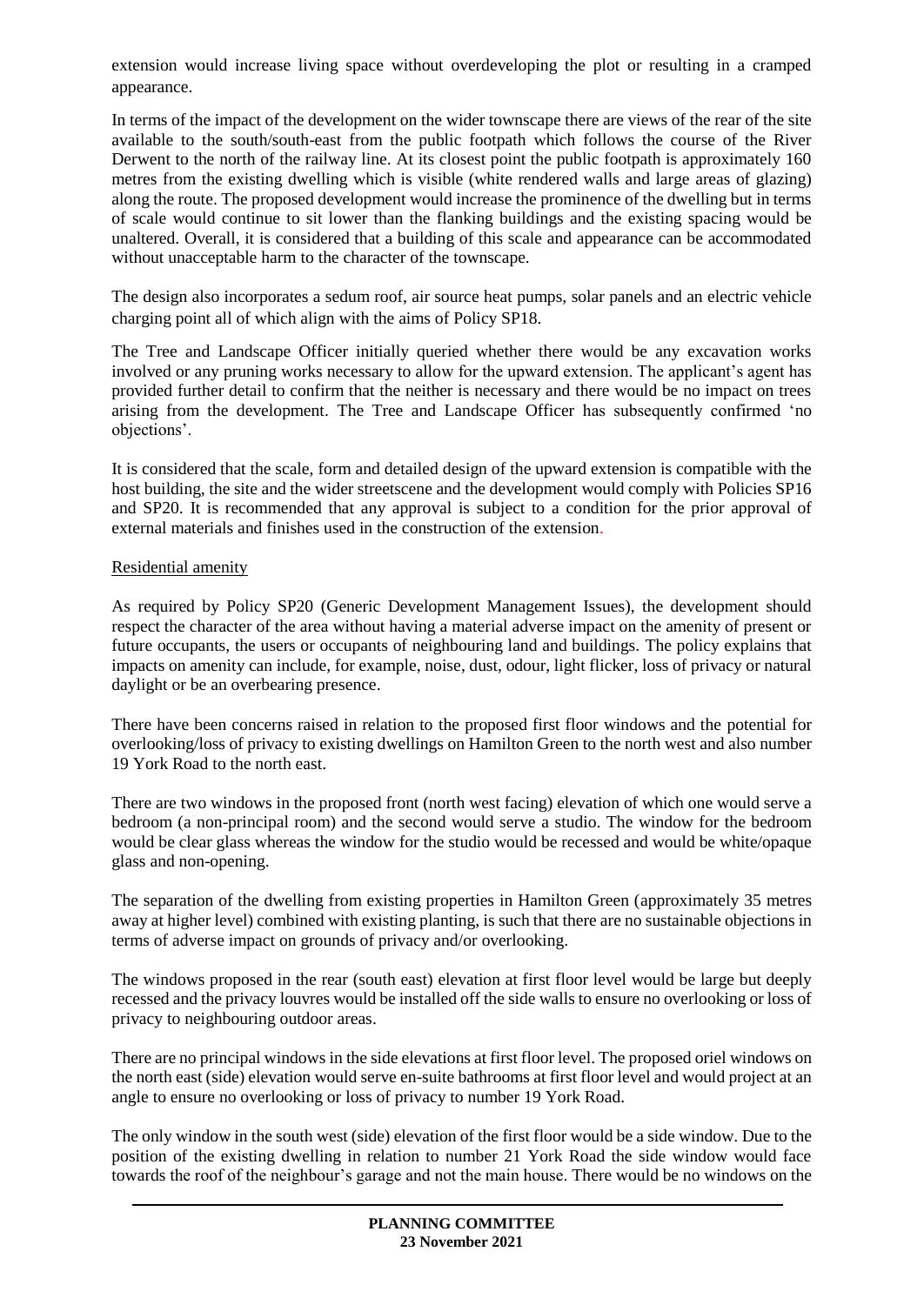extension would increase living space without overdeveloping the plot or resulting in a cramped appearance.

In terms of the impact of the development on the wider townscape there are views of the rear of the site available to the south/south-east from the public footpath which follows the course of the River Derwent to the north of the railway line. At its closest point the public footpath is approximately 160 metres from the existing dwelling which is visible (white rendered walls and large areas of glazing) along the route. The proposed development would increase the prominence of the dwelling but in terms of scale would continue to sit lower than the flanking buildings and the existing spacing would be unaltered. Overall, it is considered that a building of this scale and appearance can be accommodated without unacceptable harm to the character of the townscape.

The design also incorporates a sedum roof, air source heat pumps, solar panels and an electric vehicle charging point all of which align with the aims of Policy SP18.

The Tree and Landscape Officer initially queried whether there would be any excavation works involved or any pruning works necessary to allow for the upward extension. The applicant's agent has provided further detail to confirm that the neither is necessary and there would be no impact on trees arising from the development. The Tree and Landscape Officer has subsequently confirmed 'no objections'.

It is considered that the scale, form and detailed design of the upward extension is compatible with the host building, the site and the wider streetscene and the development would comply with Policies SP16 and SP20. It is recommended that any approval is subject to a condition for the prior approval of external materials and finishes used in the construction of the extension.

Residential amenity

As required by Policy SP20 (Generic Development Management Issues), the development should respect the character of the area without having a material adverse impact on the amenity of present or future occupants, the users or occupants of neighbouring land and buildings. The policy explains that impacts on amenity can include, for example, noise, dust, odour, light flicker, loss of privacy or natural daylight or be an overbearing presence.

There have been concerns raised in relation to the proposed first floor windows and the potential for overlooking/loss of privacy to existing dwellings on Hamilton Green to the north west and also number 19 York Road to the north east.

There are two windows in the proposed front (north west facing) elevation of which one would serve a bedroom (a non-principal room) and the second would serve a studio. The window for the bedroom would be clear glass whereas the window for the studio would be recessed and would be white/opaque glass and non-opening.

The separation of the dwelling from existing properties in Hamilton Green (approximately 35 metres away at higher level) combined with existing planting, is such that there are no sustainable objections in terms of adverse impact on grounds of privacy and/or overlooking.

The windows proposed in the rear (south east) elevation at first floor level would be large but deeply recessed and the privacy louvres would be installed off the side walls to ensure no overlooking or loss of privacy to neighbouring outdoor areas.

There are no principal windows in the side elevations at first floor level. The proposed oriel windows on the north east (side) elevation would serve en-suite bathrooms at first floor level and would project at an angle to ensure no overlooking or loss of privacy to number 19 York Road.

The only window in the south west (side) elevation of the first floor would be a side window. Due to the position of the existing dwelling in relation to number 21 York Road the side window would face towards the roof of the neighbour's garage and not the main house. There would be no windows on the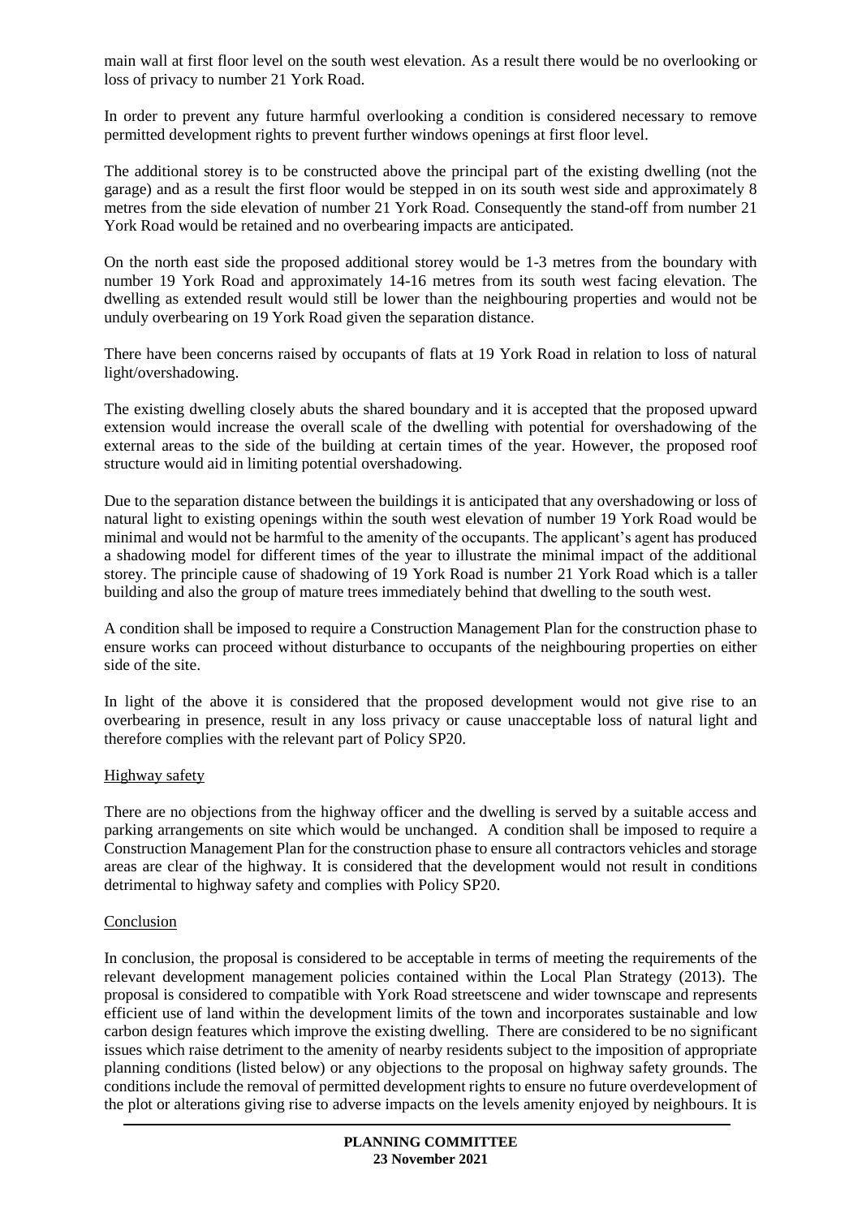main wall at first floor level on the south west elevation. As a result there would be no overlooking or loss of privacy to number 21 York Road.

In order to prevent any future harmful overlooking a condition is considered necessary to remove permitted development rights to prevent further windows openings at first floor level.

The additional storey is to be constructed above the principal part of the existing dwelling (not the garage) and as a result the first floor would be stepped in on its south west side and approximately 8 metres from the side elevation of number 21 York Road. Consequently the stand-off from number 21 York Road would be retained and no overbearing impacts are anticipated.

On the north east side the proposed additional storey would be 1-3 metres from the boundary with number 19 York Road and approximately 14-16 metres from its south west facing elevation. The dwelling as extended result would still be lower than the neighbouring properties and would not be unduly overbearing on 19 York Road given the separation distance.

There have been concerns raised by occupants of flats at 19 York Road in relation to loss of natural light/overshadowing.

The existing dwelling closely abuts the shared boundary and it is accepted that the proposed upward extension would increase the overall scale of the dwelling with potential for overshadowing of the external areas to the side of the building at certain times of the year. However, the proposed roof structure would aid in limiting potential overshadowing.

Due to the separation distance between the buildings it is anticipated that any overshadowing or loss of natural light to existing openings within the south west elevation of number 19 York Road would be minimal and would not be harmful to the amenity of the occupants. The applicant's agent has produced a shadowing model for different times of the year to illustrate the minimal impact of the additional storey. The principle cause of shadowing of 19 York Road is number 21 York Road which is a taller building and also the group of mature trees immediately behind that dwelling to the south west.

A condition shall be imposed to require a Construction Management Plan for the construction phase to ensure works can proceed without disturbance to occupants of the neighbouring properties on either side of the site.

In light of the above it is considered that the proposed development would not give rise to an overbearing in presence, result in any loss privacy or cause unacceptable loss of natural light and therefore complies with the relevant part of Policy SP20.

## Highway safety

There are no objections from the highway officer and the dwelling is served by a suitable access and parking arrangements on site which would be unchanged. A condition shall be imposed to require a Construction Management Plan for the construction phase to ensure all contractors vehicles and storage areas are clear of the highway. It is considered that the development would not result in conditions detrimental to highway safety and complies with Policy SP20.

## Conclusion

In conclusion, the proposal is considered to be acceptable in terms of meeting the requirements of the relevant development management policies contained within the Local Plan Strategy (2013). The proposal is considered to compatible with York Road streetscene and wider townscape and represents efficient use of land within the development limits of the town and incorporates sustainable and low carbon design features which improve the existing dwelling. There are considered to be no significant issues which raise detriment to the amenity of nearby residents subject to the imposition of appropriate planning conditions (listed below) or any objections to the proposal on highway safety grounds. The conditions include the removal of permitted development rights to ensure no future overdevelopment of the plot or alterations giving rise to adverse impacts on the levels amenity enjoyed by neighbours. It is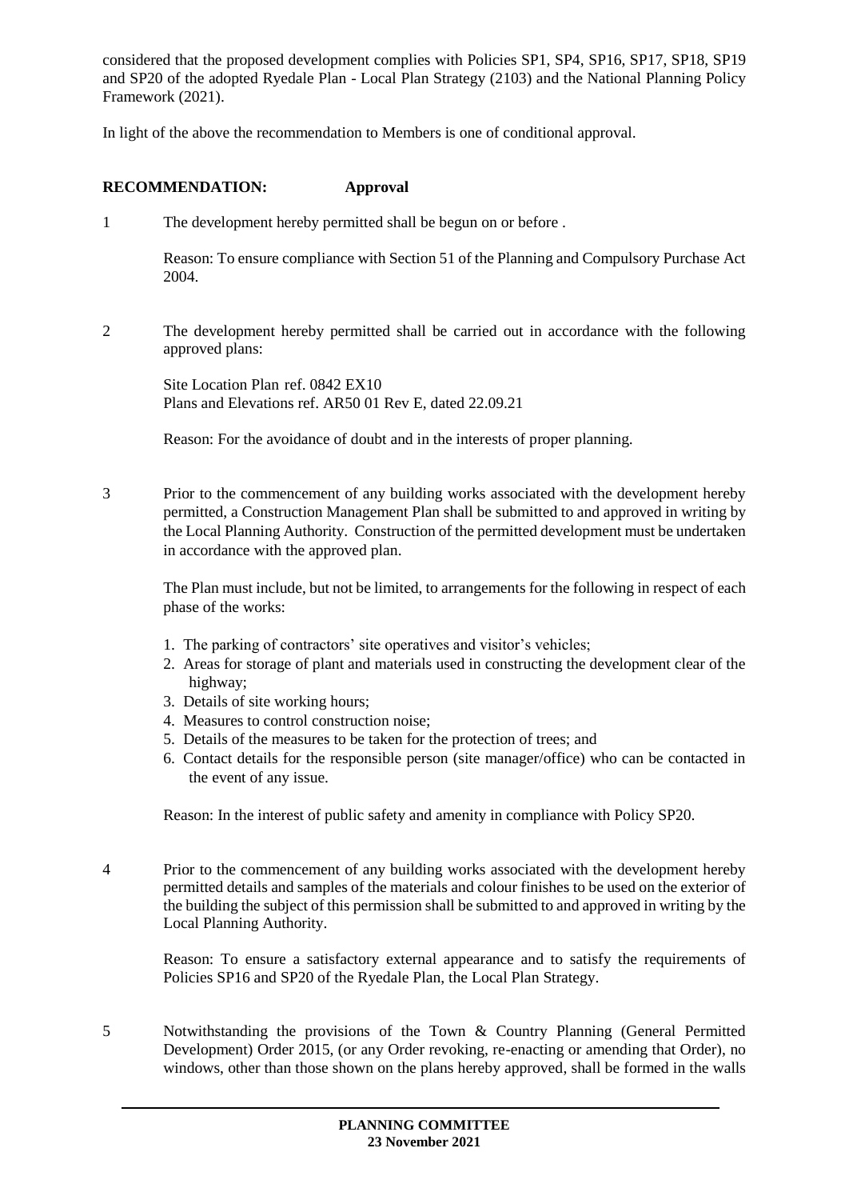considered that the proposed development complies with Policies SP1, SP4, SP16, SP17, SP18, SP19 and SP20 of the adopted Ryedale Plan - Local Plan Strategy (2103) and the National Planning Policy Framework (2021).

In light of the above the recommendation to Members is one of conditional approval.

**RECOMMENDATION: Approval**

1 The development hereby permitted shall be begun on or before .

Reason: To ensure compliance with Section 51 of the Planning and Compulsory Purchase Act 2004.

2 The development hereby permitted shall be carried out in accordance with the following approved plans:

Site Location Plan ref. 0842 EX10
Plans and Elevations ref. AR50 01 Rev E, dated 22.09.21

Reason: For the avoidance of doubt and in the interests of proper planning.

3 Prior to the commencement of any building works associated with the development hereby permitted, a Construction Management Plan shall be submitted to and approved in writing by the Local Planning Authority. Construction of the permitted development must be undertaken in accordance with the approved plan.

The Plan must include, but not be limited, to arrangements for the following in respect of each phase of the works:

1. The parking of contractors' site operatives and visitor's vehicles;
2. Areas for storage of plant and materials used in constructing the development clear of the highway;
3. Details of site working hours;
4. Measures to control construction noise;
5. Details of the measures to be taken for the protection of trees; and
6. Contact details for the responsible person (site manager/office) who can be contacted in the event of any issue.

Reason: In the interest of public safety and amenity in compliance with Policy SP20.

4 Prior to the commencement of any building works associated with the development hereby permitted details and samples of the materials and colour finishes to be used on the exterior of the building the subject of this permission shall be submitted to and approved in writing by the Local Planning Authority.

Reason: To ensure a satisfactory external appearance and to satisfy the requirements of Policies SP16 and SP20 of the Ryedale Plan, the Local Plan Strategy.

5 Notwithstanding the provisions of the Town & Country Planning (General Permitted Development) Order 2015, (or any Order revoking, re-enacting or amending that Order), no windows, other than those shown on the plans hereby approved, shall be formed in the walls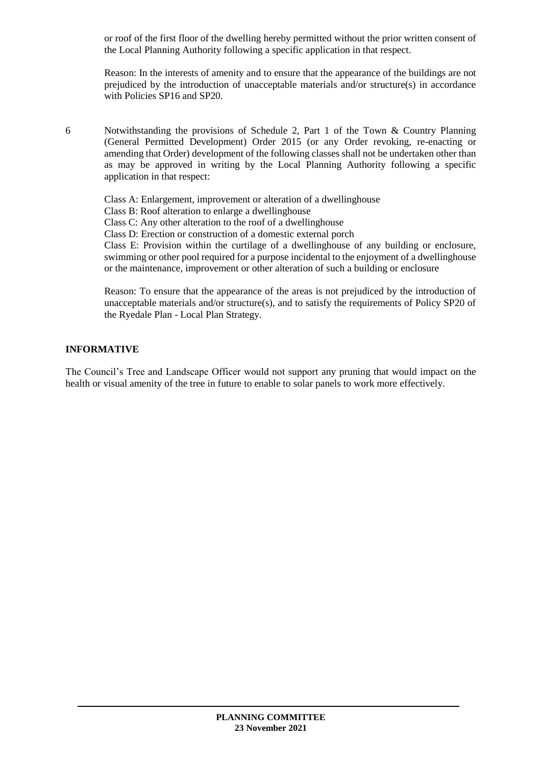or roof of the first floor of the dwelling hereby permitted without the prior written consent of the Local Planning Authority following a specific application in that respect.

Reason: In the interests of amenity and to ensure that the appearance of the buildings are not prejudiced by the introduction of unacceptable materials and/or structure(s) in accordance with Policies SP16 and SP20.

6 Notwithstanding the provisions of Schedule 2, Part 1 of the Town & Country Planning (General Permitted Development) Order 2015 (or any Order revoking, re-enacting or amending that Order) development of the following classes shall not be undertaken other than as may be approved in writing by the Local Planning Authority following a specific application in that respect:

Class A: Enlargement, improvement or alteration of a dwellinghouse
Class B: Roof alteration to enlarge a dwellinghouse
Class C: Any other alteration to the roof of a dwellinghouse
Class D: Erection or construction of a domestic external porch
Class E: Provision within the curtilage of a dwellinghouse of any building or enclosure, swimming or other pool required for a purpose incidental to the enjoyment of a dwellinghouse or the maintenance, improvement or other alteration of such a building or enclosure

Reason: To ensure that the appearance of the areas is not prejudiced by the introduction of unacceptable materials and/or structure(s), and to satisfy the requirements of Policy SP20 of the Ryedale Plan - Local Plan Strategy.

**INFORMATIVE**

The Council's Tree and Landscape Officer would not support any pruning that would impact on the health or visual amenity of the tree in future to enable to solar panels to work more effectively.